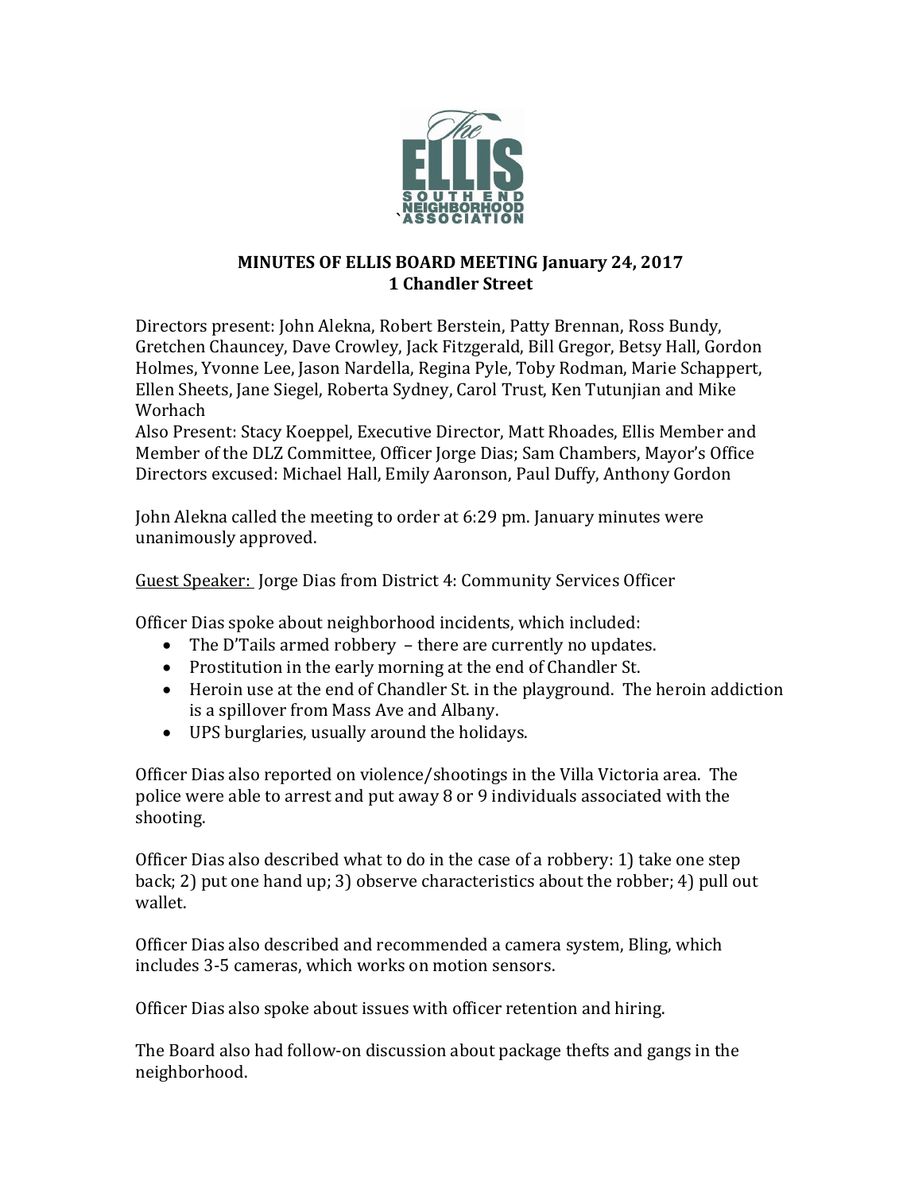**MINUTES OF ELLIS BOARD MEETING January 24, 2017**
**1 Chandler Street**

Directors present: John Alekna, Robert Berstein, Patty Brennan, Ross Bundy, Gretchen Chauncey, Dave Crowley, Jack Fitzgerald, Bill Gregor, Betsy Hall, Gordon Holmes, Yvonne Lee, Jason Nardella, Regina Pyle, Toby Rodman, Marie Schappert, Ellen Sheets, Jane Siegel, Roberta Sydney, Carol Trust, Ken Tutunjian and Mike Worhach
Also Present: Stacy Koeppel, Executive Director, Matt Rhoades, Ellis Member and Member of the DLZ Committee, Officer Jorge Dias; Sam Chambers, Mayor's Office
Directors excused: Michael Hall, Emily Aaronson, Paul Duffy, Anthony Gordon

John Alekna called the meeting to order at 6:29 pm. January minutes were unanimously approved.

Guest Speaker: Jorge Dias from District 4: Community Services Officer

Officer Dias spoke about neighborhood incidents, which included:

- The D'Tails armed robbery – there are currently no updates.
- Prostitution in the early morning at the end of Chandler St.
- Heroin use at the end of Chandler St. in the playground. The heroin addiction is a spillover from Mass Ave and Albany.
- UPS burglaries, usually around the holidays.

Officer Dias also reported on violence/shootings in the Villa Victoria area. The police were able to arrest and put away 8 or 9 individuals associated with the shooting.

Officer Dias also described what to do in the case of a robbery: 1) take one step back; 2) put one hand up; 3) observe characteristics about the robber; 4) pull out wallet.

Officer Dias also described and recommended a camera system, Bling, which includes 3-5 cameras, which works on motion sensors.

Officer Dias also spoke about issues with officer retention and hiring.

The Board also had follow-on discussion about package thefts and gangs in the neighborhood.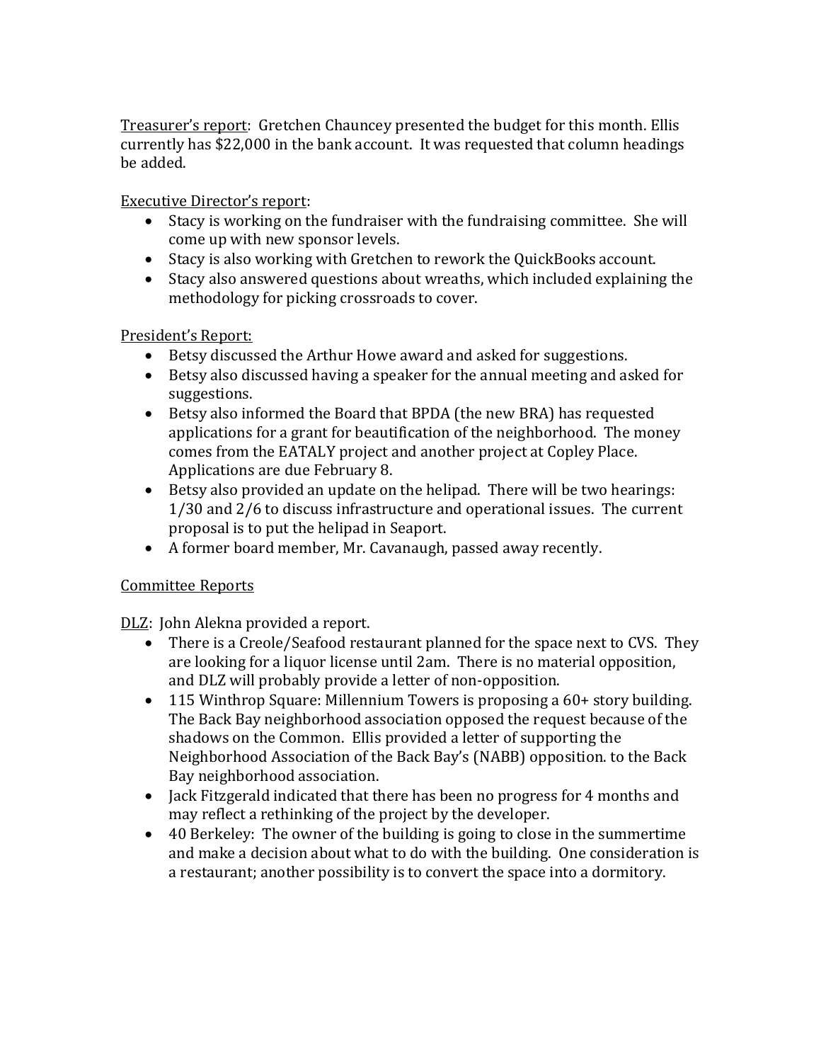Treasurer's report: Gretchen Chauncey presented the budget for this month. Ellis currently has $22,000 in the bank account. It was requested that column headings be added.

Executive Director's report:

- Stacy is working on the fundraiser with the fundraising committee. She will come up with new sponsor levels.
- Stacy is also working with Gretchen to rework the QuickBooks account.
- Stacy also answered questions about wreaths, which included explaining the methodology for picking crossroads to cover.

President's Report:

- Betsy discussed the Arthur Howe award and asked for suggestions.
- Betsy also discussed having a speaker for the annual meeting and asked for suggestions.
- Betsy also informed the Board that BPDA (the new BRA) has requested applications for a grant for beautification of the neighborhood. The money comes from the EATALY project and another project at Copley Place. Applications are due February 8.
- Betsy also provided an update on the helipad. There will be two hearings: 1/30 and 2/6 to discuss infrastructure and operational issues. The current proposal is to put the helipad in Seaport.
- A former board member, Mr. Cavanaugh, passed away recently.

Committee Reports

DLZ: John Alekna provided a report.

- There is a Creole/Seafood restaurant planned for the space next to CVS. They are looking for a liquor license until 2am. There is no material opposition, and DLZ will probably provide a letter of non-opposition.
- 115 Winthrop Square: Millennium Towers is proposing a 60+ story building. The Back Bay neighborhood association opposed the request because of the shadows on the Common. Ellis provided a letter of supporting the Neighborhood Association of the Back Bay's (NABB) opposition. to the Back Bay neighborhood association.
- Jack Fitzgerald indicated that there has been no progress for 4 months and may reflect a rethinking of the project by the developer.
- 40 Berkeley: The owner of the building is going to close in the summertime and make a decision about what to do with the building. One consideration is a restaurant; another possibility is to convert the space into a dormitory.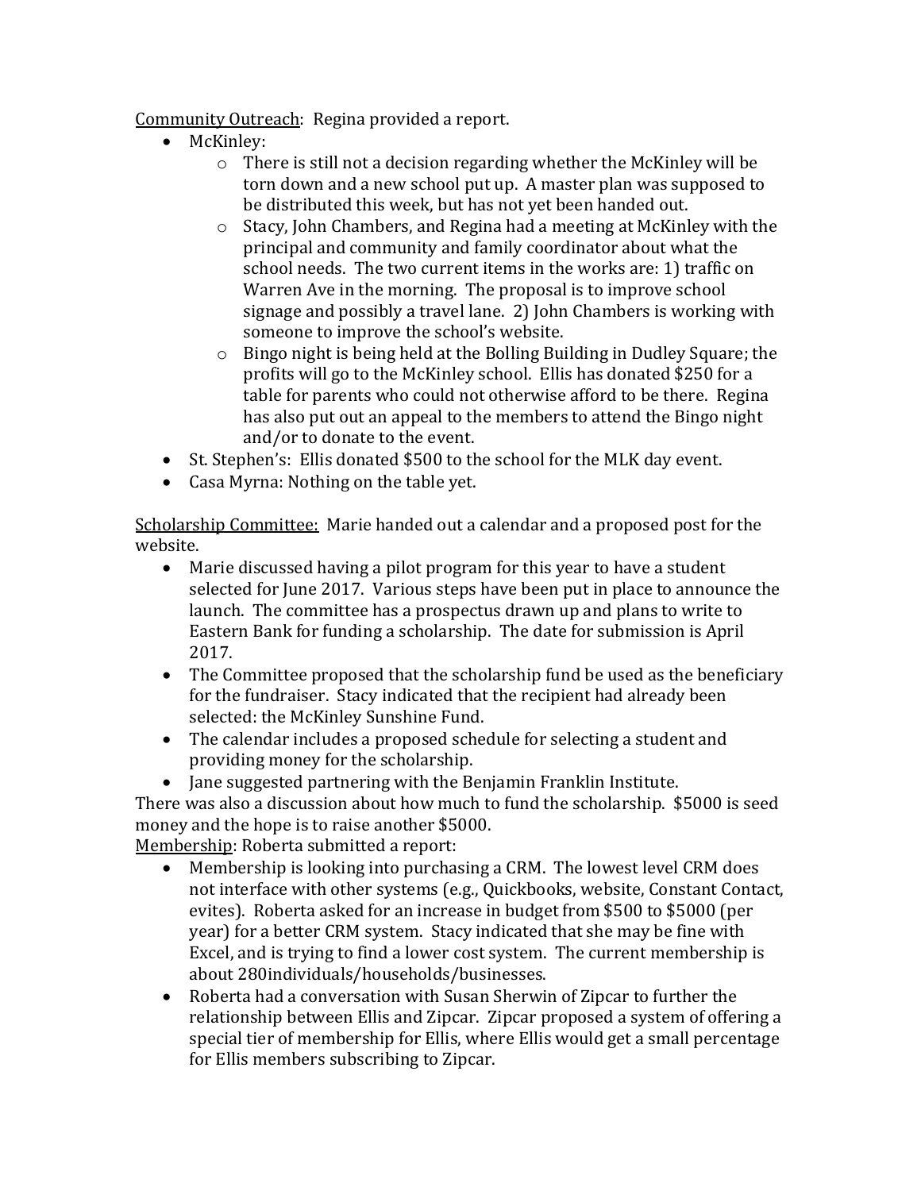<u>Community Outreach</u>: Regina provided a report.

- McKinley:
    - There is still not a decision regarding whether the McKinley will be torn down and a new school put up. A master plan was supposed to be distributed this week, but has not yet been handed out.
    - Stacy, John Chambers, and Regina had a meeting at McKinley with the principal and community and family coordinator about what the school needs. The two current items in the works are: 1) traffic on Warren Ave in the morning. The proposal is to improve school signage and possibly a travel lane. 2) John Chambers is working with someone to improve the school's website.
    - Bingo night is being held at the Bolling Building in Dudley Square; the profits will go to the McKinley school. Ellis has donated $250 for a table for parents who could not otherwise afford to be there. Regina has also put out an appeal to the members to attend the Bingo night and/or to donate to the event.
- St. Stephen's: Ellis donated $500 to the school for the MLK day event.
- Casa Myrna: Nothing on the table yet.

<u>Scholarship Committee:</u> Marie handed out a calendar and a proposed post for the website.

- Marie discussed having a pilot program for this year to have a student selected for June 2017. Various steps have been put in place to announce the launch. The committee has a prospectus drawn up and plans to write to Eastern Bank for funding a scholarship. The date for submission is April 2017.
- The Committee proposed that the scholarship fund be used as the beneficiary for the fundraiser. Stacy indicated that the recipient had already been selected: the McKinley Sunshine Fund.
- The calendar includes a proposed schedule for selecting a student and providing money for the scholarship.
- Jane suggested partnering with the Benjamin Franklin Institute.

There was also a discussion about how much to fund the scholarship. $5000 is seed money and the hope is to raise another $5000.

<u>Membership</u>: Roberta submitted a report:

- Membership is looking into purchasing a CRM. The lowest level CRM does not interface with other systems (e.g., Quickbooks, website, Constant Contact, evites). Roberta asked for an increase in budget from $500 to $5000 (per year) for a better CRM system. Stacy indicated that she may be fine with Excel, and is trying to find a lower cost system. The current membership is about 280individuals/households/businesses.
- Roberta had a conversation with Susan Sherwin of Zipcar to further the relationship between Ellis and Zipcar. Zipcar proposed a system of offering a special tier of membership for Ellis, where Ellis would get a small percentage for Ellis members subscribing to Zipcar.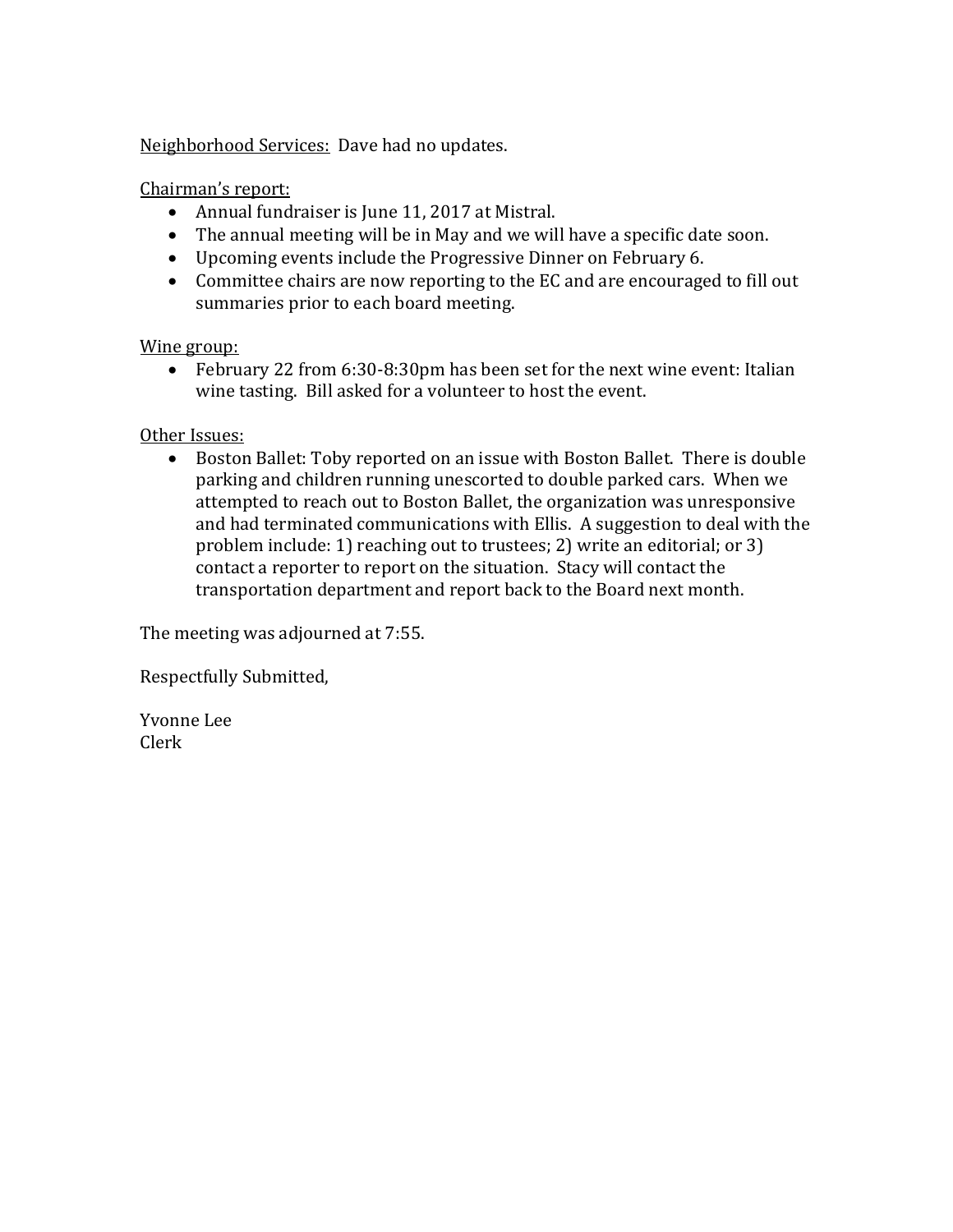<u>Neighborhood Services:</u> Dave had no updates.

<u>Chairman's report:</u>

- Annual fundraiser is June 11, 2017 at Mistral.
- The annual meeting will be in May and we will have a specific date soon.
- Upcoming events include the Progressive Dinner on February 6.
- Committee chairs are now reporting to the EC and are encouraged to fill out summaries prior to each board meeting.

<u>Wine group:</u>

- February 22 from 6:30-8:30pm has been set for the next wine event: Italian wine tasting. Bill asked for a volunteer to host the event.

<u>Other Issues:</u>

- Boston Ballet: Toby reported on an issue with Boston Ballet. There is double parking and children running unescorted to double parked cars. When we attempted to reach out to Boston Ballet, the organization was unresponsive and had terminated communications with Ellis. A suggestion to deal with the problem include: 1) reaching out to trustees; 2) write an editorial; or 3) contact a reporter to report on the situation. Stacy will contact the transportation department and report back to the Board next month.

The meeting was adjourned at 7:55.

Respectfully Submitted,

Yvonne Lee
Clerk